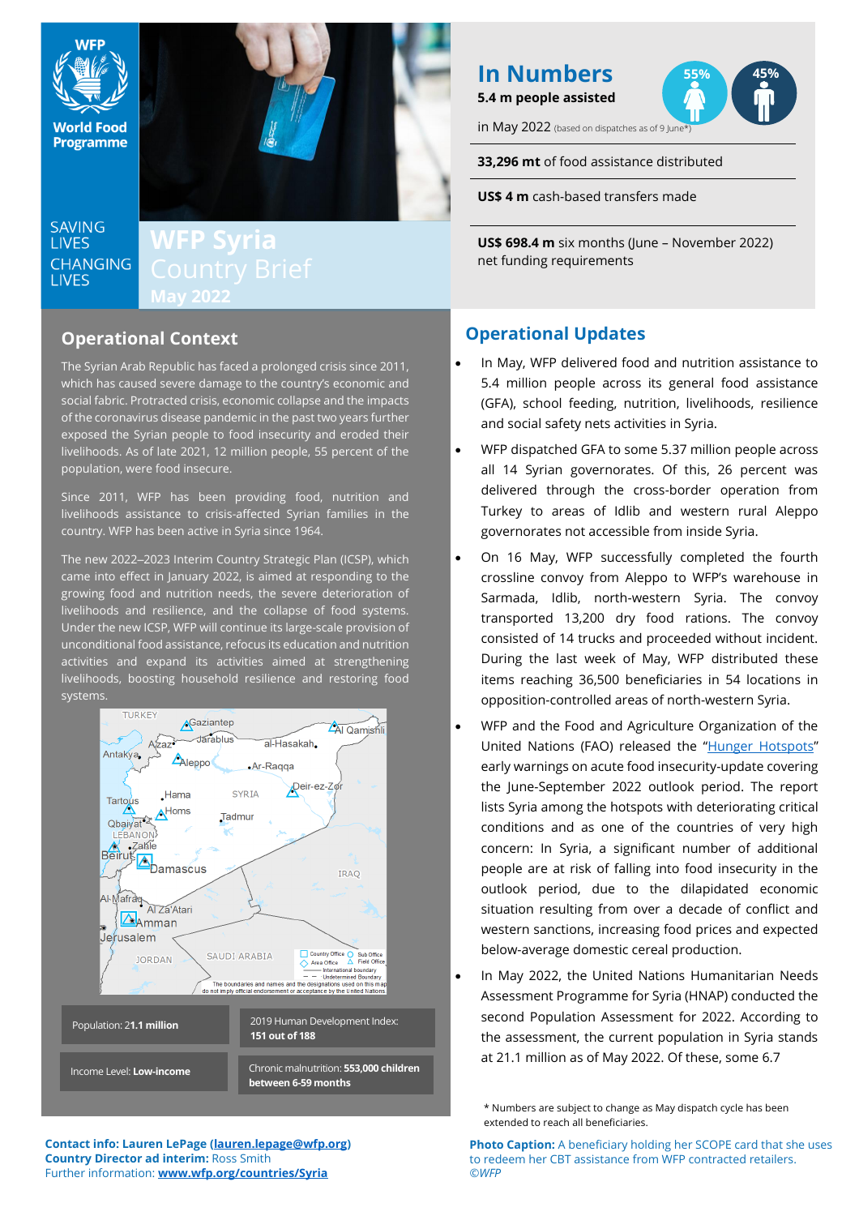# WFP Syria Country Brief
# May 2022

SAVING LIVES CHANGING LIVES

World Food Programme

## In Numbers

**5.4 m people assisted** in May 2022 (based on dispatches as of 9 June*)

55% 45%

**33,296 mt** of food assistance distributed

**US$ 4 m** cash-based transfers made

**US$ 698.4 m** six months (June – November 2022) net funding requirements

## Operational Context

The Syrian Arab Republic has faced a prolonged crisis since 2011, which has caused severe damage to the country's economic and social fabric. Protracted crisis, economic collapse and the impacts of the coronavirus disease pandemic in the past two years further exposed the Syrian people to food insecurity and eroded their livelihoods. As of late 2021, 12 million people, 55 percent of the population, were food insecure.

Since 2011, WFP has been providing food, nutrition and livelihoods assistance to crisis-affected Syrian families in the country. WFP has been active in Syria since 1964.

The new 2022–2023 Interim Country Strategic Plan (ICSP), which came into effect in January 2022, is aimed at responding to the growing food and nutrition needs, the severe deterioration of livelihoods and resilience, and the collapse of food systems. Under the new ICSP, WFP will continue its large-scale provision of unconditional food assistance, refocus its education and nutrition activities and expand its activities aimed at strengthening livelihoods, boosting household resilience and restoring food systems.

The boundaries and names and the designations used on this map do not imply official endorsement or acceptance by the United Nations

| Population: 21.1 million | 2019 Human Development Index: 151 out of 188 |
|---|---|
| Income Level: **Low-income** | Chronic malnutrition: **553,000 children between 6-59 months** |

**Contact info: Lauren LePage (lauren.lepage@wfp.org)**
**Country Director ad interim:** Ross Smith
Further information: **www.wfp.org/countries/Syria**

## Operational Updates

- In May, WFP delivered food and nutrition assistance to 5.4 million people across its general food assistance (GFA), school feeding, nutrition, livelihoods, resilience and social safety nets activities in Syria.
- WFP dispatched GFA to some 5.37 million people across all 14 Syrian governorates. Of this, 26 percent was delivered through the cross-border operation from Turkey to areas of Idlib and western rural Aleppo governorates not accessible from inside Syria.
- On 16 May, WFP successfully completed the fourth crossline convoy from Aleppo to WFP's warehouse in Sarmada, Idlib, north-western Syria. The convoy transported 13,200 dry food rations. The convoy consisted of 14 trucks and proceeded without incident. During the last week of May, WFP distributed these items reaching 36,500 beneficiaries in 54 locations in opposition-controlled areas of north-western Syria.
- WFP and the Food and Agriculture Organization of the United Nations (FAO) released the "Hunger Hotspots" early warnings on acute food insecurity-update covering the June-September 2022 outlook period. The report lists Syria among the hotspots with deteriorating critical conditions and as one of the countries of very high concern: In Syria, a significant number of additional people are at risk of falling into food insecurity in the outlook period, due to the dilapidated economic situation resulting from over a decade of conflict and western sanctions, increasing food prices and expected below-average domestic cereal production.
- In May 2022, the United Nations Humanitarian Needs Assessment Programme for Syria (HNAP) conducted the second Population Assessment for 2022. According to the assessment, the current population in Syria stands at 21.1 million as of May 2022. Of these, some 6.7

\* Numbers are subject to change as May dispatch cycle has been extended to reach all beneficiaries.

**Photo Caption:** A beneficiary holding her SCOPE card that she uses to redeem her CBT assistance from WFP contracted retailers. ©WFP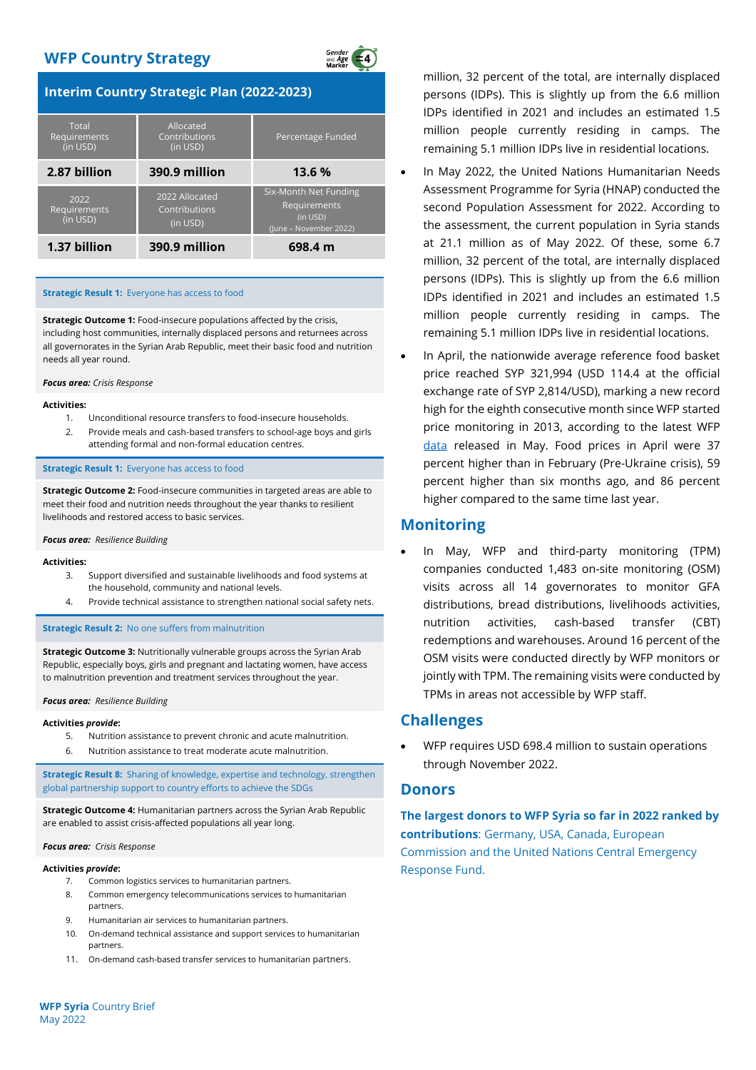## WFP Country Strategy

### Interim Country Strategic Plan (2022-2023)

| Total Requirements (in USD) | Allocated Contributions (in USD) | Percentage Funded |
|---|---|---|
| **2.87 billion** | **390.9 million** | **13.6 %** |
| 2022 Requirements (in USD) | 2022 Allocated Contributions (in USD) | Six-Month Net Funding Requirements (in USD) (June – November 2022) |
| **1.37 billion** | **390.9 million** | **698.4 m** |

**Strategic Result 1:** Everyone has access to food

**Strategic Outcome 1:** Food-insecure populations affected by the crisis, including host communities, internally displaced persons and returnees across all governorates in the Syrian Arab Republic, meet their basic food and nutrition needs all year round.

***Focus area:*** *Crisis Response*

**Activities:**

1. Unconditional resource transfers to food-insecure households.
2. Provide meals and cash-based transfers to school-age boys and girls attending formal and non-formal education centres.

**Strategic Result 1:** Everyone has access to food

**Strategic Outcome 2:** Food-insecure communities in targeted areas are able to meet their food and nutrition needs throughout the year thanks to resilient livelihoods and restored access to basic services.

***Focus area:*** *Resilience Building*

**Activities:**

3. Support diversified and sustainable livelihoods and food systems at the household, community and national levels.
4. Provide technical assistance to strengthen national social safety nets.

**Strategic Result 2:** No one suffers from malnutrition

**Strategic Outcome 3:** Nutritionally vulnerable groups across the Syrian Arab Republic, especially boys, girls and pregnant and lactating women, have access to malnutrition prevention and treatment services throughout the year.

***Focus area:*** *Resilience Building*

**Activities *provide*:**

5. Nutrition assistance to prevent chronic and acute malnutrition.
6. Nutrition assistance to treat moderate acute malnutrition.

**Strategic Result 8:** Sharing of knowledge, expertise and technology, strengthen global partnership support to country efforts to achieve the SDGs

**Strategic Outcome 4:** Humanitarian partners across the Syrian Arab Republic are enabled to assist crisis-affected populations all year long.

***Focus area:*** *Crisis Response*

**Activities *provide*:**

7. Common logistics services to humanitarian partners.
8. Common emergency telecommunications services to humanitarian partners.
9. Humanitarian air services to humanitarian partners.
10. On-demand technical assistance and support services to humanitarian partners.
11. On-demand cash-based transfer services to humanitarian partners.

million, 32 percent of the total, are internally displaced persons (IDPs). This is slightly up from the 6.6 million IDPs identified in 2021 and includes an estimated 1.5 million people currently residing in camps. The remaining 5.1 million IDPs live in residential locations.

- In May 2022, the United Nations Humanitarian Needs Assessment Programme for Syria (HNAP) conducted the second Population Assessment for 2022. According to the assessment, the current population in Syria stands at 21.1 million as of May 2022. Of these, some 6.7 million, 32 percent of the total, are internally displaced persons (IDPs). This is slightly up from the 6.6 million IDPs identified in 2021 and includes an estimated 1.5 million people currently residing in camps. The remaining 5.1 million IDPs live in residential locations.
- In April, the nationwide average reference food basket price reached SYP 321,994 (USD 114.4 at the official exchange rate of SYP 2,814/USD), marking a new record high for the eighth consecutive month since WFP started price monitoring in 2013, according to the latest WFP data released in May. Food prices in April were 37 percent higher than in February (Pre-Ukraine crisis), 59 percent higher than six months ago, and 86 percent higher compared to the same time last year.

## Monitoring

- In May, WFP and third-party monitoring (TPM) companies conducted 1,483 on-site monitoring (OSM) visits across all 14 governorates to monitor GFA distributions, bread distributions, livelihoods activities, nutrition activities, cash-based transfer (CBT) redemptions and warehouses. Around 16 percent of the OSM visits were conducted directly by WFP monitors or jointly with TPM. The remaining visits were conducted by TPMs in areas not accessible by WFP staff.

## Challenges

- WFP requires USD 698.4 million to sustain operations through November 2022.

## Donors

**The largest donors to WFP Syria so far in 2022 ranked by contributions**: Germany, USA, Canada, European Commission and the United Nations Central Emergency Response Fund.